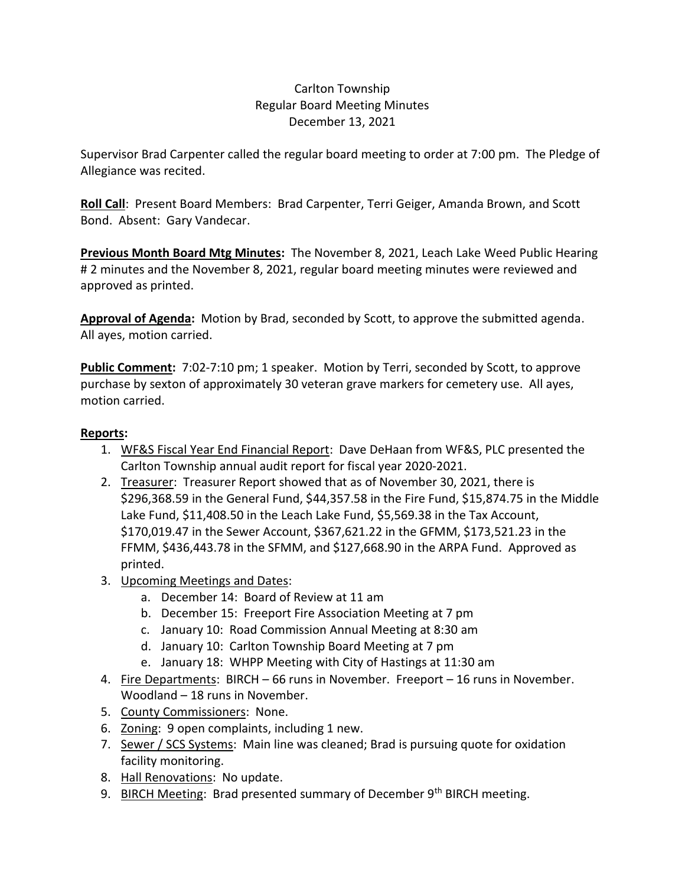Carlton Township
Regular Board Meeting Minutes
December 13, 2021

Supervisor Brad Carpenter called the regular board meeting to order at 7:00 pm. The Pledge of Allegiance was recited.

**Roll Call**: Present Board Members: Brad Carpenter, Terri Geiger, Amanda Brown, and Scott Bond. Absent: Gary Vandecar.

**Previous Month Board Mtg Minutes:** The November 8, 2021, Leach Lake Weed Public Hearing # 2 minutes and the November 8, 2021, regular board meeting minutes were reviewed and approved as printed.

**Approval of Agenda:** Motion by Brad, seconded by Scott, to approve the submitted agenda. All ayes, motion carried.

**Public Comment:** 7:02-7:10 pm; 1 speaker. Motion by Terri, seconded by Scott, to approve purchase by sexton of approximately 30 veteran grave markers for cemetery use. All ayes, motion carried.

**Reports:**

1. WF&S Fiscal Year End Financial Report: Dave DeHaan from WF&S, PLC presented the Carlton Township annual audit report for fiscal year 2020-2021.
2. Treasurer: Treasurer Report showed that as of November 30, 2021, there is $296,368.59 in the General Fund, $44,357.58 in the Fire Fund, $15,874.75 in the Middle Lake Fund, $11,408.50 in the Leach Lake Fund, $5,569.38 in the Tax Account, $170,019.47 in the Sewer Account, $367,621.22 in the GFMM, $173,521.23 in the FFMM, $436,443.78 in the SFMM, and $127,668.90 in the ARPA Fund. Approved as printed.
3. Upcoming Meetings and Dates:
   a. December 14: Board of Review at 11 am
   b. December 15: Freeport Fire Association Meeting at 7 pm
   c. January 10: Road Commission Annual Meeting at 8:30 am
   d. January 10: Carlton Township Board Meeting at 7 pm
   e. January 18: WHPP Meeting with City of Hastings at 11:30 am
4. Fire Departments: BIRCH – 66 runs in November. Freeport – 16 runs in November. Woodland – 18 runs in November.
5. County Commissioners: None.
6. Zoning: 9 open complaints, including 1 new.
7. Sewer / SCS Systems: Main line was cleaned; Brad is pursuing quote for oxidation facility monitoring.
8. Hall Renovations: No update.
9. BIRCH Meeting: Brad presented summary of December 9th BIRCH meeting.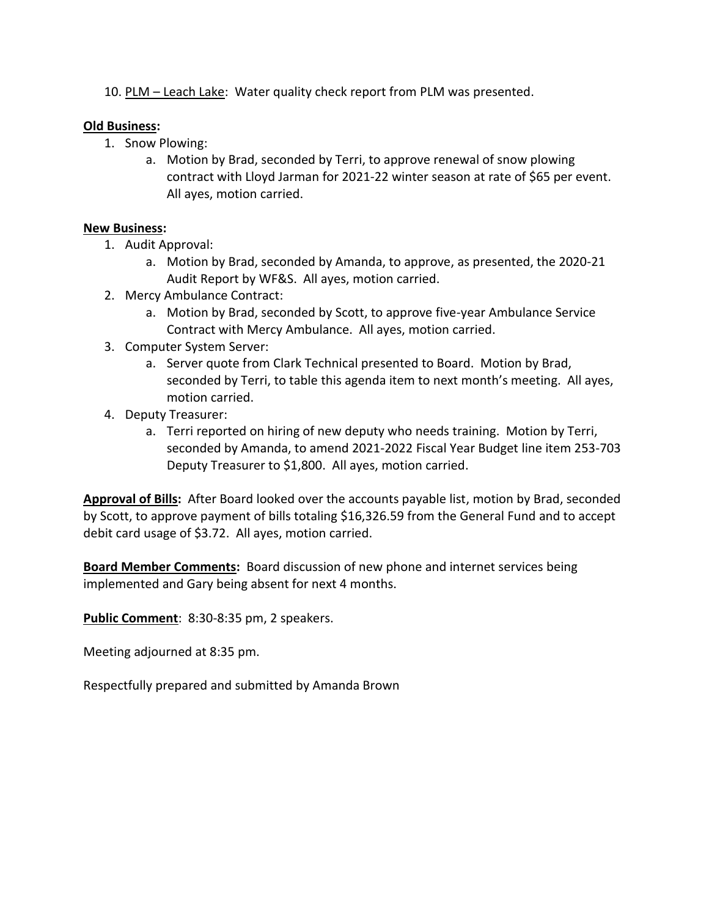10. PLM – Leach Lake: Water quality check report from PLM was presented.

**Old Business:**

1. Snow Plowing:
   a. Motion by Brad, seconded by Terri, to approve renewal of snow plowing contract with Lloyd Jarman for 2021-22 winter season at rate of $65 per event. All ayes, motion carried.

**New Business:**

1. Audit Approval:
   a. Motion by Brad, seconded by Amanda, to approve, as presented, the 2020-21 Audit Report by WF&S. All ayes, motion carried.
2. Mercy Ambulance Contract:
   a. Motion by Brad, seconded by Scott, to approve five-year Ambulance Service Contract with Mercy Ambulance. All ayes, motion carried.
3. Computer System Server:
   a. Server quote from Clark Technical presented to Board. Motion by Brad, seconded by Terri, to table this agenda item to next month's meeting. All ayes, motion carried.
4. Deputy Treasurer:
   a. Terri reported on hiring of new deputy who needs training. Motion by Terri, seconded by Amanda, to amend 2021-2022 Fiscal Year Budget line item 253-703 Deputy Treasurer to $1,800. All ayes, motion carried.

**Approval of Bills:** After Board looked over the accounts payable list, motion by Brad, seconded by Scott, to approve payment of bills totaling $16,326.59 from the General Fund and to accept debit card usage of $3.72. All ayes, motion carried.

**Board Member Comments:** Board discussion of new phone and internet services being implemented and Gary being absent for next 4 months.

**Public Comment**: 8:30-8:35 pm, 2 speakers.

Meeting adjourned at 8:35 pm.

Respectfully prepared and submitted by Amanda Brown